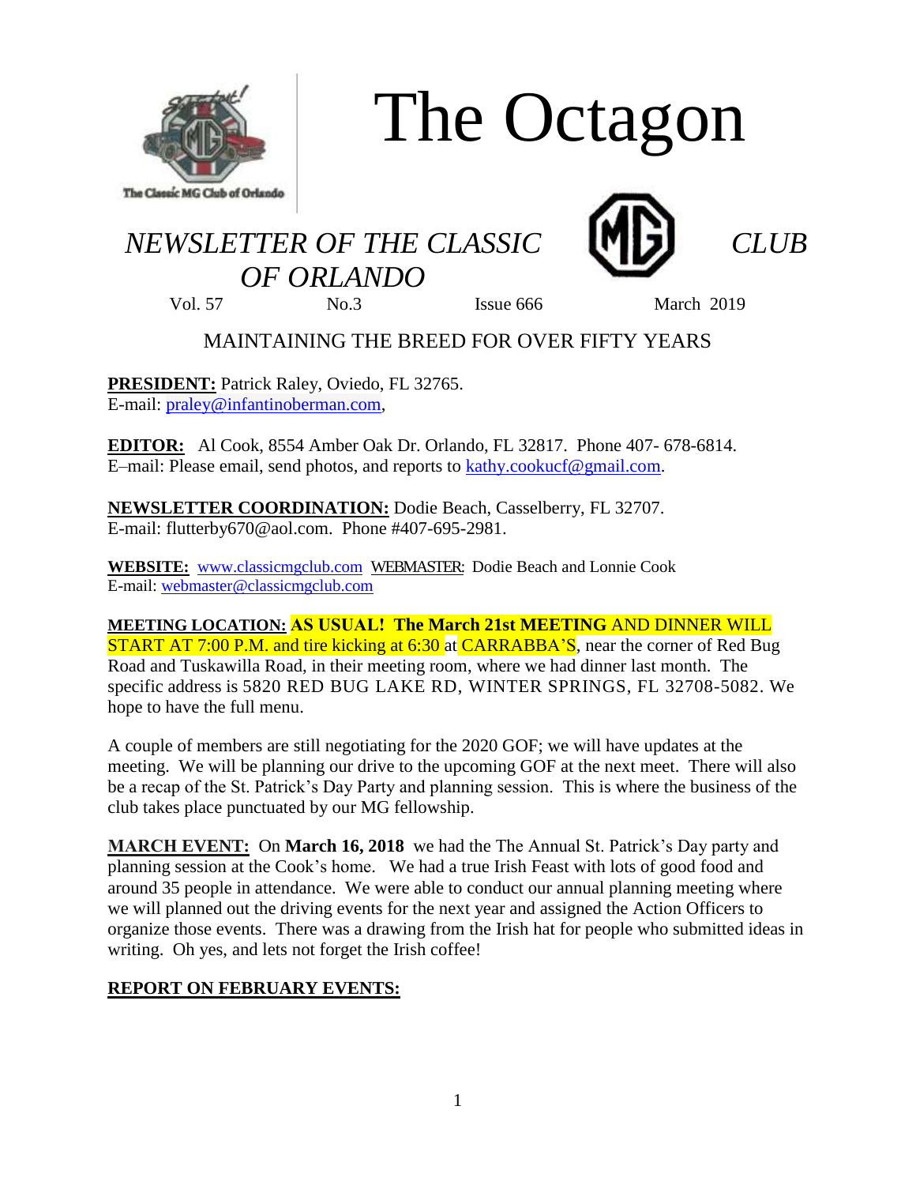# The Octagon

*NEWSLETTER OF THE CLASSIC CLUB OF ORLANDO*

Vol. 57 No.3 Issue 666 March 2019

MAINTAINING THE BREED FOR OVER FIFTY YEARS

**PRESIDENT:** Patrick Raley, Oviedo, FL 32765.
E-mail: praley@infantinoberman.com,

**EDITOR:** Al Cook, 8554 Amber Oak Dr. Orlando, FL 32817. Phone 407- 678-6814.
E–mail: Please email, send photos, and reports to kathy.cookucf@gmail.com.

**NEWSLETTER COORDINATION:** Dodie Beach, Casselberry, FL 32707.
E-mail: flutterby670@aol.com. Phone #407-695-2981.

**WEBSITE:** www.classicmgclub.com WEBMASTER: Dodie Beach and Lonnie Cook
E-mail: webmaster@classicmgclub.com

**MEETING LOCATION:** **AS USUAL! The March 21st MEETING** AND DINNER WILL START AT 7:00 P.M. and tire kicking at 6:30 at CARRABBA'S, near the corner of Red Bug Road and Tuskawilla Road, in their meeting room, where we had dinner last month. The specific address is 5820 RED BUG LAKE RD, WINTER SPRINGS, FL 32708-5082. We hope to have the full menu.

A couple of members are still negotiating for the 2020 GOF; we will have updates at the meeting. We will be planning our drive to the upcoming GOF at the next meet. There will also be a recap of the St. Patrick's Day Party and planning session. This is where the business of the club takes place punctuated by our MG fellowship.

**MARCH EVENT:** On **March 16, 2018** we had the The Annual St. Patrick's Day party and planning session at the Cook's home. We had a true Irish Feast with lots of good food and around 35 people in attendance. We were able to conduct our annual planning meeting where we will planned out the driving events for the next year and assigned the Action Officers to organize those events. There was a drawing from the Irish hat for people who submitted ideas in writing. Oh yes, and lets not forget the Irish coffee!

**REPORT ON FEBRUARY EVENTS:**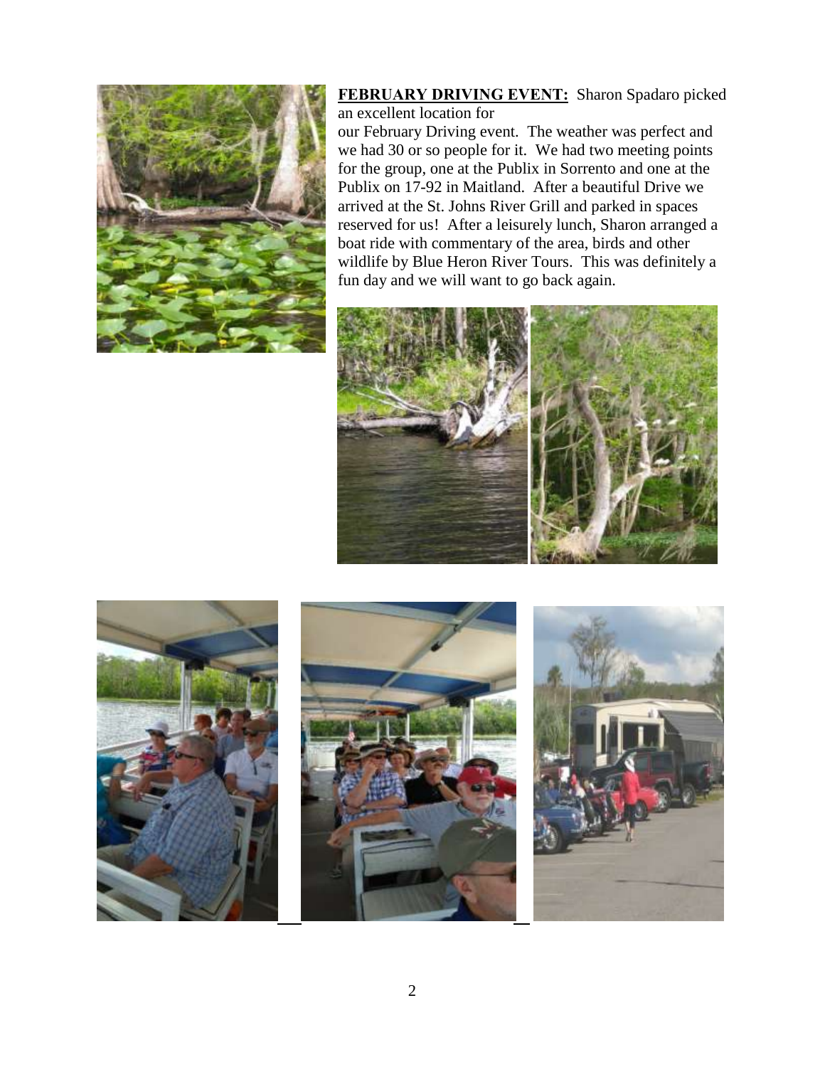**FEBRUARY DRIVING EVENT:** Sharon Spadaro picked an excellent location for our February Driving event. The weather was perfect and we had 30 or so people for it. We had two meeting points for the group, one at the Publix in Sorrento and one at the Publix on 17-92 in Maitland. After a beautiful Drive we arrived at the St. Johns River Grill and parked in spaces reserved for us! After a leisurely lunch, Sharon arranged a boat ride with commentary of the area, birds and other wildlife by Blue Heron River Tours. This was definitely a fun day and we will want to go back again.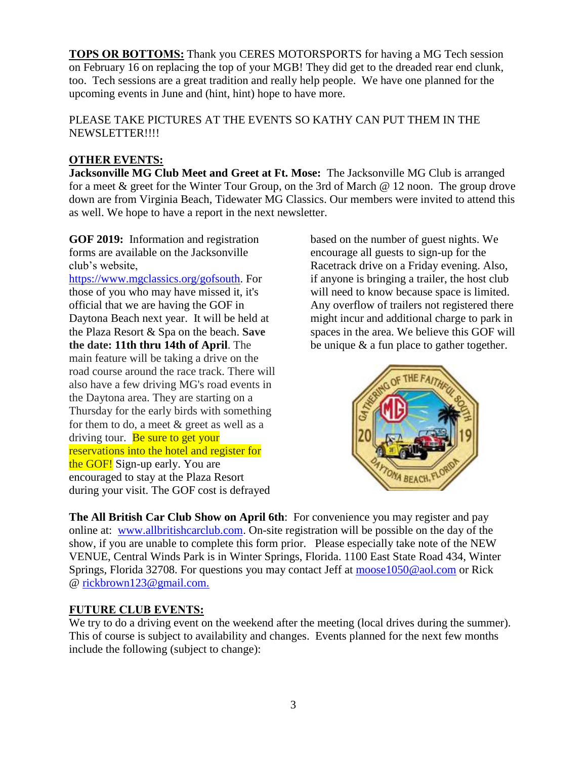**TOPS OR BOTTOMS:** Thank you CERES MOTORSPORTS for having a MG Tech session on February 16 on replacing the top of your MGB! They did get to the dreaded rear end clunk, too. Tech sessions are a great tradition and really help people. We have one planned for the upcoming events in June and (hint, hint) hope to have more.

PLEASE TAKE PICTURES AT THE EVENTS SO KATHY CAN PUT THEM IN THE NEWSLETTER!!!!

## OTHER EVENTS:

**Jacksonville MG Club Meet and Greet at Ft. Mose:** The Jacksonville MG Club is arranged for a meet & greet for the Winter Tour Group, on the 3rd of March @ 12 noon. The group drove down are from Virginia Beach, Tidewater MG Classics. Our members were invited to attend this as well. We hope to have a report in the next newsletter.

**GOF 2019:** Information and registration forms are available on the Jacksonville club's website, https://www.mgclassics.org/gofsouth. For those of you who may have missed it, it's official that we are having the GOF in Daytona Beach next year. It will be held at the Plaza Resort & Spa on the beach. **Save the date: 11th thru 14th of April**. The main feature will be taking a drive on the road course around the race track. There will also have a few driving MG's road events in the Daytona area. They are starting on a Thursday for the early birds with something for them to do, a meet & greet as well as a driving tour. Be sure to get your reservations into the hotel and register for the GOF! Sign-up early. You are encouraged to stay at the Plaza Resort during your visit. The GOF cost is defrayed based on the number of guest nights. We encourage all guests to sign-up for the Racetrack drive on a Friday evening. Also, if anyone is bringing a trailer, the host club will need to know because space is limited. Any overflow of trailers not registered there might incur and additional charge to park in spaces in the area. We believe this GOF will be unique & a fun place to gather together.

**The All British Car Club Show on April 6th**: For convenience you may register and pay online at: www.allbritishcarclub.com. On-site registration will be possible on the day of the show, if you are unable to complete this form prior. Please especially take note of the NEW VENUE, Central Winds Park is in Winter Springs, Florida. 1100 East State Road 434, Winter Springs, Florida 32708. For questions you may contact Jeff at moose1050@aol.com or Rick @ rickbrown123@gmail.com.

## FUTURE CLUB EVENTS:

We try to do a driving event on the weekend after the meeting (local drives during the summer). This of course is subject to availability and changes. Events planned for the next few months include the following (subject to change):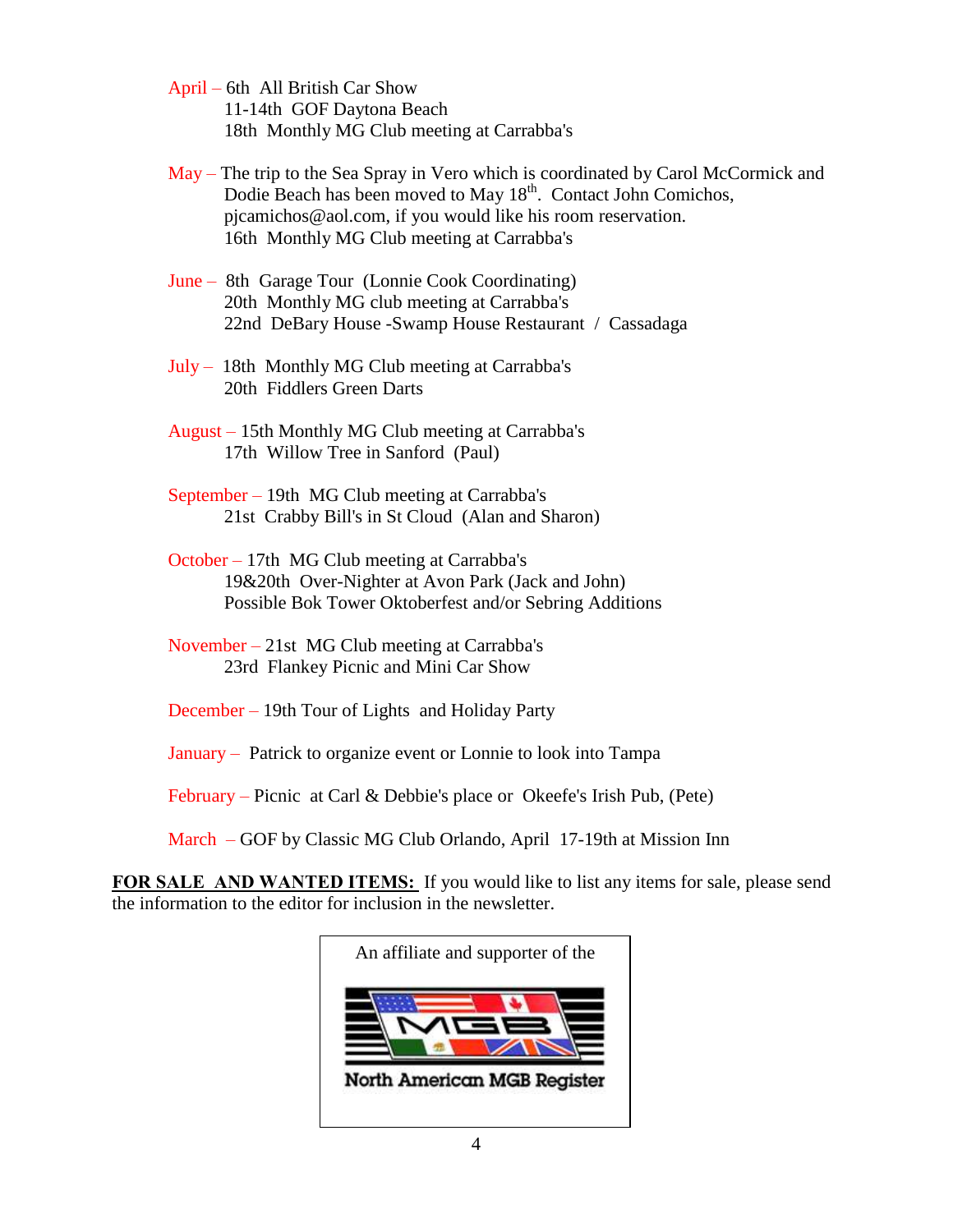April – 6th All British Car Show
11-14th GOF Daytona Beach
18th Monthly MG Club meeting at Carrabba's

May – The trip to the Sea Spray in Vero which is coordinated by Carol McCormick and Dodie Beach has been moved to May 18th. Contact John Comichos, pjcamichos@aol.com, if you would like his room reservation.
16th Monthly MG Club meeting at Carrabba's

June – 8th Garage Tour (Lonnie Cook Coordinating)
20th Monthly MG club meeting at Carrabba's
22nd DeBary House -Swamp House Restaurant / Cassadaga

July – 18th Monthly MG Club meeting at Carrabba's
20th Fiddlers Green Darts

August – 15th Monthly MG Club meeting at Carrabba's
17th Willow Tree in Sanford (Paul)

September – 19th MG Club meeting at Carrabba's
21st Crabby Bill's in St Cloud (Alan and Sharon)

October – 17th MG Club meeting at Carrabba's
19&20th Over-Nighter at Avon Park (Jack and John)
Possible Bok Tower Oktoberfest and/or Sebring Additions

November – 21st MG Club meeting at Carrabba's
23rd Flankey Picnic and Mini Car Show

December – 19th Tour of Lights and Holiday Party

January – Patrick to organize event or Lonnie to look into Tampa

February – Picnic at Carl & Debbie's place or Okeefe's Irish Pub, (Pete)

March – GOF by Classic MG Club Orlando, April 17-19th at Mission Inn

**FOR SALE AND WANTED ITEMS:** If you would like to list any items for sale, please send the information to the editor for inclusion in the newsletter.

An affiliate and supporter of the

MGB

North American MGB Register